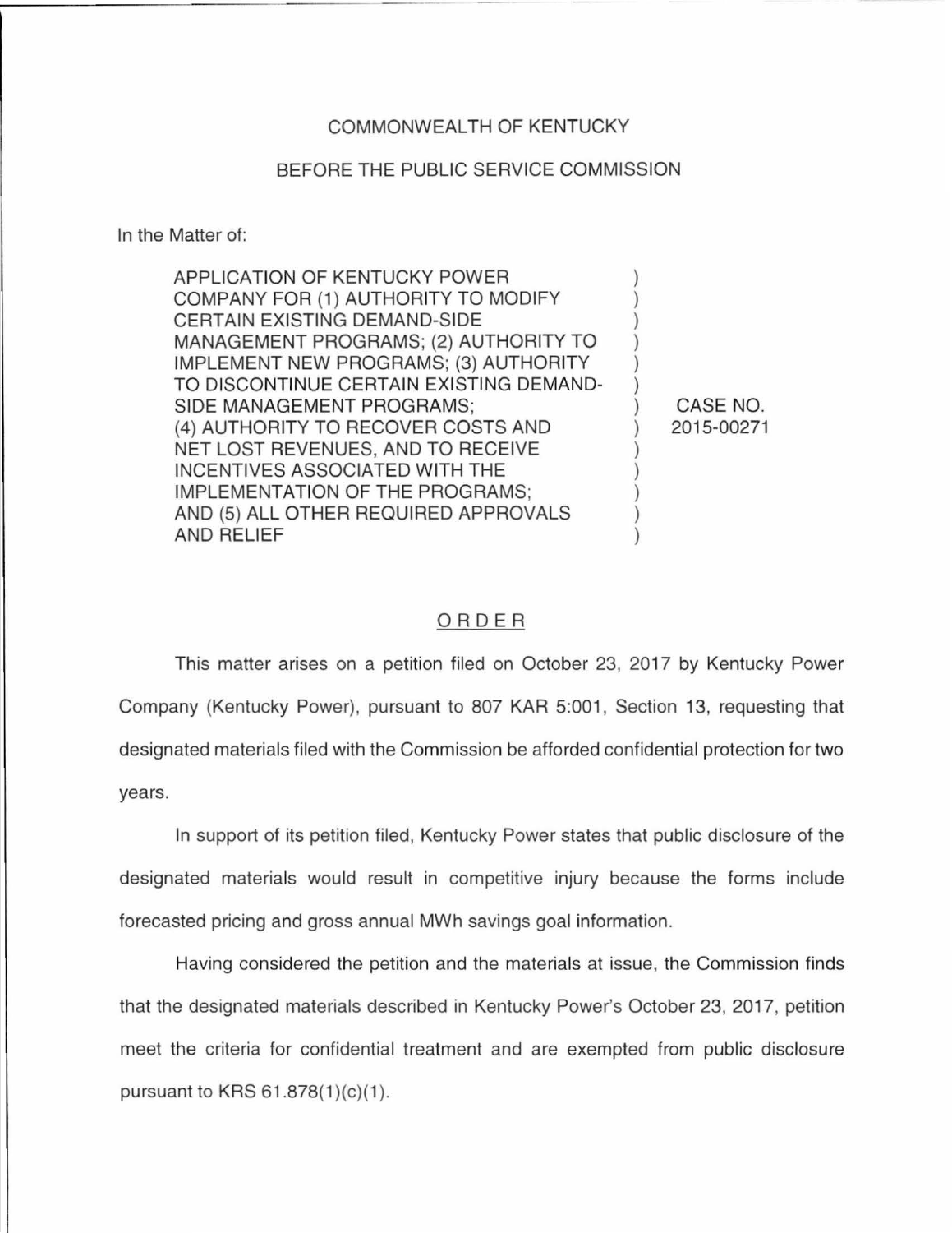COMMONWEALTH OF KENTUCKY

BEFORE THE PUBLIC SERVICE COMMISSION

In the Matter of:

| | | |
|---|---|---|
| APPLICATION OF KENTUCKY POWER COMPANY FOR (1) AUTHORITY TO MODIFY CERTAIN EXISTING DEMAND-SIDE MANAGEMENT PROGRAMS; (2) AUTHORITY TO IMPLEMENT NEW PROGRAMS; (3) AUTHORITY TO DISCONTINUE CERTAIN EXISTING DEMAND-SIDE MANAGEMENT PROGRAMS; (4) AUTHORITY TO RECOVER COSTS AND NET LOST REVENUES, AND TO RECEIVE INCENTIVES ASSOCIATED WITH THE IMPLEMENTATION OF THE PROGRAMS; AND (5) ALL OTHER REQUIRED APPROVALS AND RELIEF | ) | CASE NO. 2015-00271 |

## ORDER

This matter arises on a petition filed on October 23, 2017 by Kentucky Power Company (Kentucky Power), pursuant to 807 KAR 5:001, Section 13, requesting that designated materials filed with the Commission be afforded confidential protection for two years.

In support of its petition filed, Kentucky Power states that public disclosure of the designated materials would result in competitive injury because the forms include forecasted pricing and gross annual MWh savings goal information.

Having considered the petition and the materials at issue, the Commission finds that the designated materials described in Kentucky Power's October 23, 2017, petition meet the criteria for confidential treatment and are exempted from public disclosure pursuant to KRS 61.878(1)(c)(1).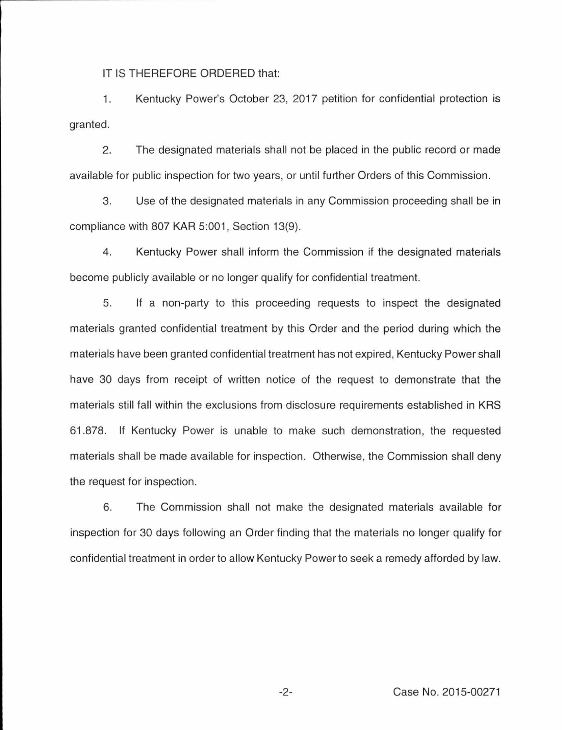IT IS THEREFORE ORDERED that:

1. Kentucky Power's October 23, 2017 petition for confidential protection is granted.

2. The designated materials shall not be placed in the public record or made available for public inspection for two years, or until further Orders of this Commission.

3. Use of the designated materials in any Commission proceeding shall be in compliance with 807 KAR 5:001, Section 13(9).

4. Kentucky Power shall inform the Commission if the designated materials become publicly available or no longer qualify for confidential treatment.

5. If a non-party to this proceeding requests to inspect the designated materials granted confidential treatment by this Order and the period during which the materials have been granted confidential treatment has not expired, Kentucky Power shall have 30 days from receipt of written notice of the request to demonstrate that the materials still fall within the exclusions from disclosure requirements established in KRS 61.878. If Kentucky Power is unable to make such demonstration, the requested materials shall be made available for inspection. Otherwise, the Commission shall deny the request for inspection.

6. The Commission shall not make the designated materials available for inspection for 30 days following an Order finding that the materials no longer qualify for confidential treatment in order to allow Kentucky Power to seek a remedy afforded by law.

Case No. 2015-00271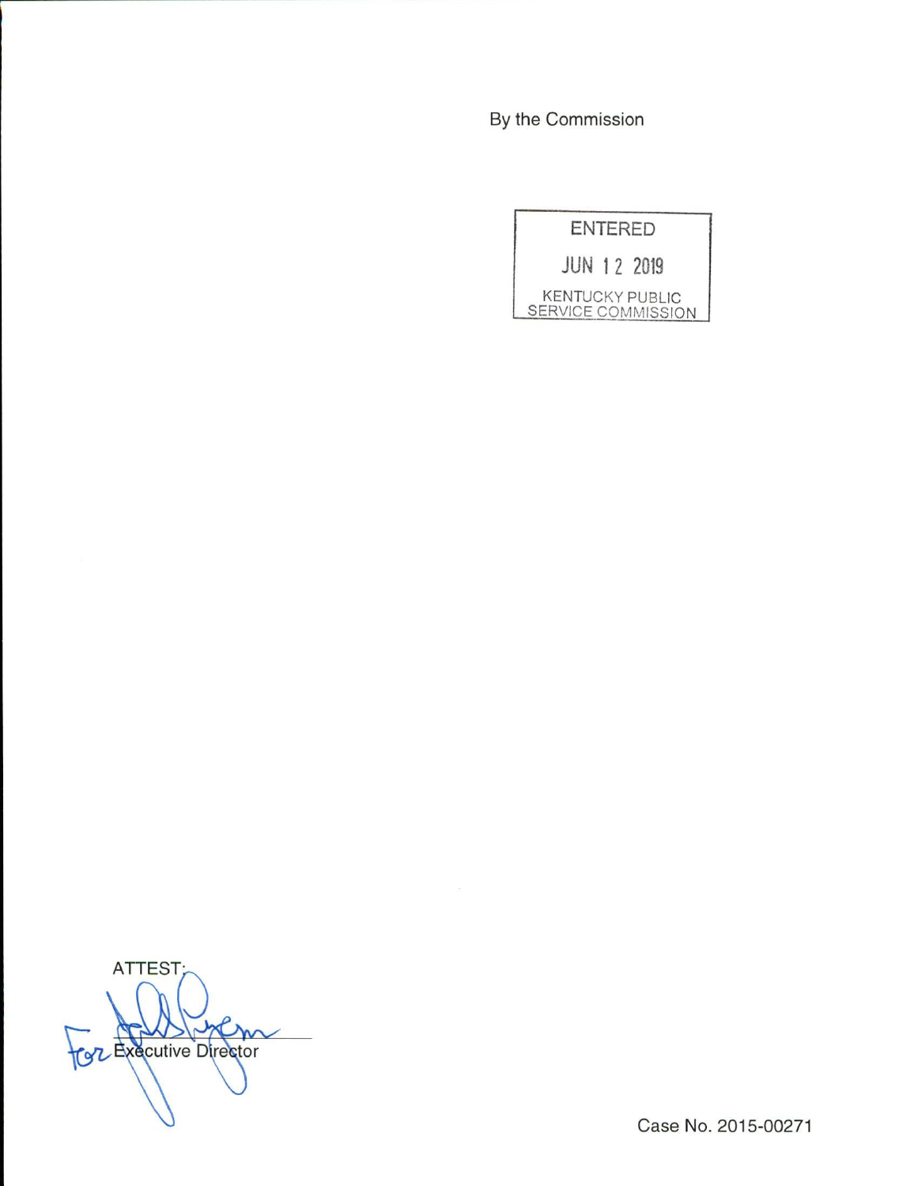By the Commission

ENTERED

JUN 12 2019

KENTUCKY PUBLIC SERVICE COMMISSION

ATTEST:

For Executive Director

Case No. 2015-00271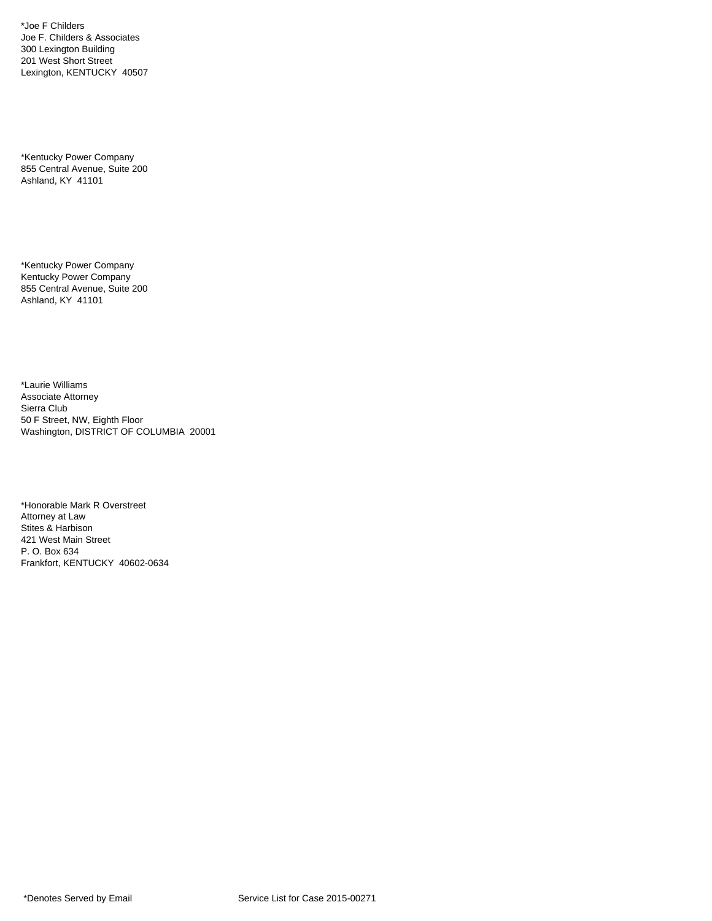*Joe F Childers
Joe F. Childers & Associates
300 Lexington Building
201 West Short Street
Lexington, KENTUCKY  40507

*Kentucky Power Company
855 Central Avenue, Suite 200
Ashland, KY  41101

*Kentucky Power Company
Kentucky Power Company
855 Central Avenue, Suite 200
Ashland, KY  41101

*Laurie Williams
Associate Attorney
Sierra Club
50 F Street, NW, Eighth Floor
Washington, DISTRICT OF COLUMBIA  20001

*Honorable Mark R Overstreet
Attorney at Law
Stites & Harbison
421 West Main Street
P. O. Box 634
Frankfort, KENTUCKY  40602-0634

*Denotes Served by Email

Service List for Case 2015-00271